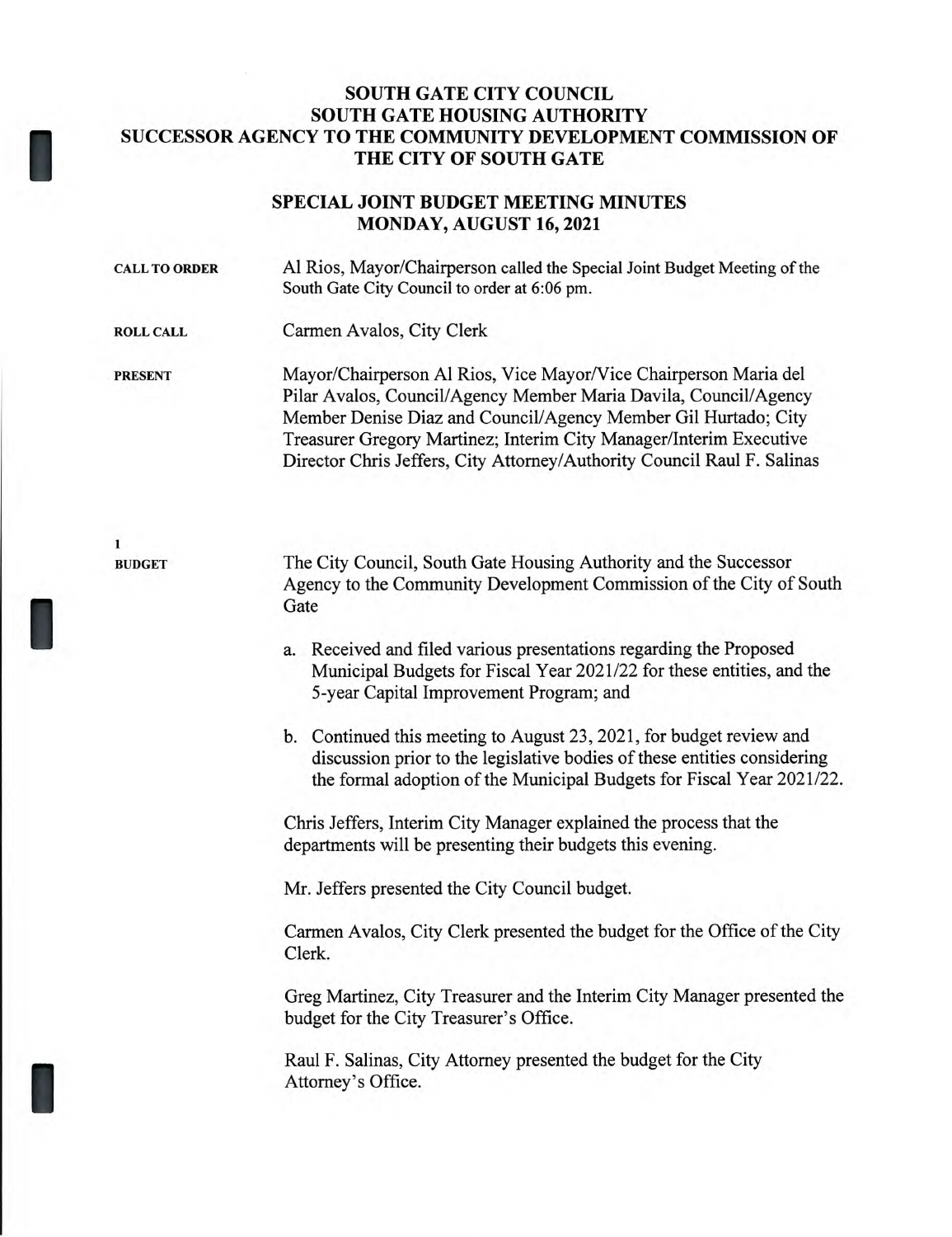# SOUTH GATE CITY COUNCIL
# SOUTH GATE HOUSING AUTHORITY
# SUCCESSOR AGENCY TO THE COMMUNITY DEVELOPMENT COMMISSION OF THE CITY OF SOUTH GATE

## SPECIAL JOINT BUDGET MEETING MINUTES
## MONDAY, AUGUST 16, 2021

**CALL TO ORDER** Al Rios, Mayor/Chairperson called the Special Joint Budget Meeting of the South Gate City Council to order at 6:06 pm.

**ROLL CALL** Carmen Avalos, City Clerk

**PRESENT** Mayor/Chairperson Al Rios, Vice Mayor/Vice Chairperson Maria del Pilar Avalos, Council/Agency Member Maria Davila, Council/Agency Member Denise Diaz and Council/Agency Member Gil Hurtado; City Treasurer Gregory Martinez; Interim City Manager/Interim Executive Director Chris Jeffers, City Attorney/Authority Council Raul F. Salinas

**1**
**BUDGET** The City Council, South Gate Housing Authority and the Successor Agency to the Community Development Commission of the City of South Gate

a. Received and filed various presentations regarding the Proposed Municipal Budgets for Fiscal Year 2021/22 for these entities, and the 5-year Capital Improvement Program; and

b. Continued this meeting to August 23, 2021, for budget review and discussion prior to the legislative bodies of these entities considering the formal adoption of the Municipal Budgets for Fiscal Year 2021/22.

Chris Jeffers, Interim City Manager explained the process that the departments will be presenting their budgets this evening.

Mr. Jeffers presented the City Council budget.

Carmen Avalos, City Clerk presented the budget for the Office of the City Clerk.

Greg Martinez, City Treasurer and the Interim City Manager presented the budget for the City Treasurer's Office.

Raul F. Salinas, City Attorney presented the budget for the City Attorney's Office.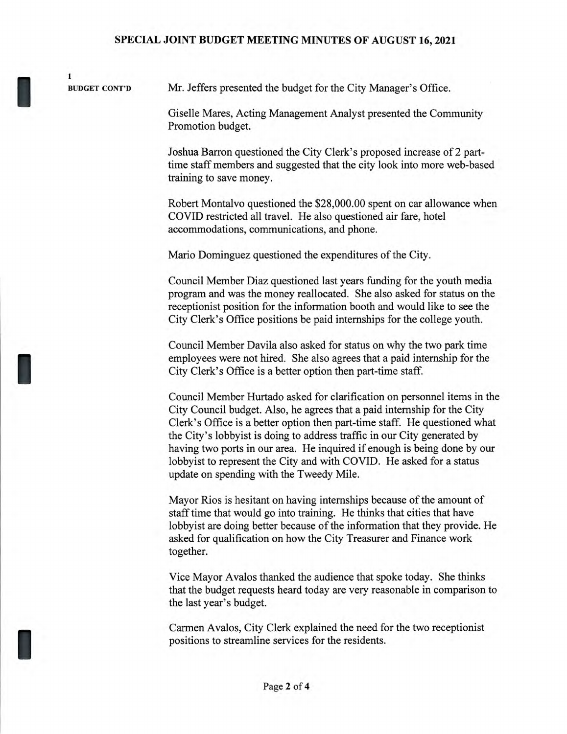1

**BUDGET CONT'D**

Mr. Jeffers presented the budget for the City Manager's Office.

Giselle Mares, Acting Management Analyst presented the Community Promotion budget.

Joshua Barron questioned the City Clerk's proposed increase of 2 part-time staff members and suggested that the city look into more web-based training to save money.

Robert Montalvo questioned the $28,000.00 spent on car allowance when COVID restricted all travel. He also questioned air fare, hotel accommodations, communications, and phone.

Mario Dominguez questioned the expenditures of the City.

Council Member Diaz questioned last years funding for the youth media program and was the money reallocated. She also asked for status on the receptionist position for the information booth and would like to see the City Clerk's Office positions be paid internships for the college youth.

Council Member Davila also asked for status on why the two park time employees were not hired. She also agrees that a paid internship for the City Clerk's Office is a better option then part-time staff.

Council Member Hurtado asked for clarification on personnel items in the City Council budget. Also, he agrees that a paid internship for the City Clerk's Office is a better option then part-time staff. He questioned what the City's lobbyist is doing to address traffic in our City generated by having two ports in our area. He inquired if enough is being done by our lobbyist to represent the City and with COVID. He asked for a status update on spending with the Tweedy Mile.

Mayor Rios is hesitant on having internships because of the amount of staff time that would go into training. He thinks that cities that have lobbyist are doing better because of the information that they provide. He asked for qualification on how the City Treasurer and Finance work together.

Vice Mayor Avalos thanked the audience that spoke today. She thinks that the budget requests heard today are very reasonable in comparison to the last year's budget.

Carmen Avalos, City Clerk explained the need for the two receptionist positions to streamline services for the residents.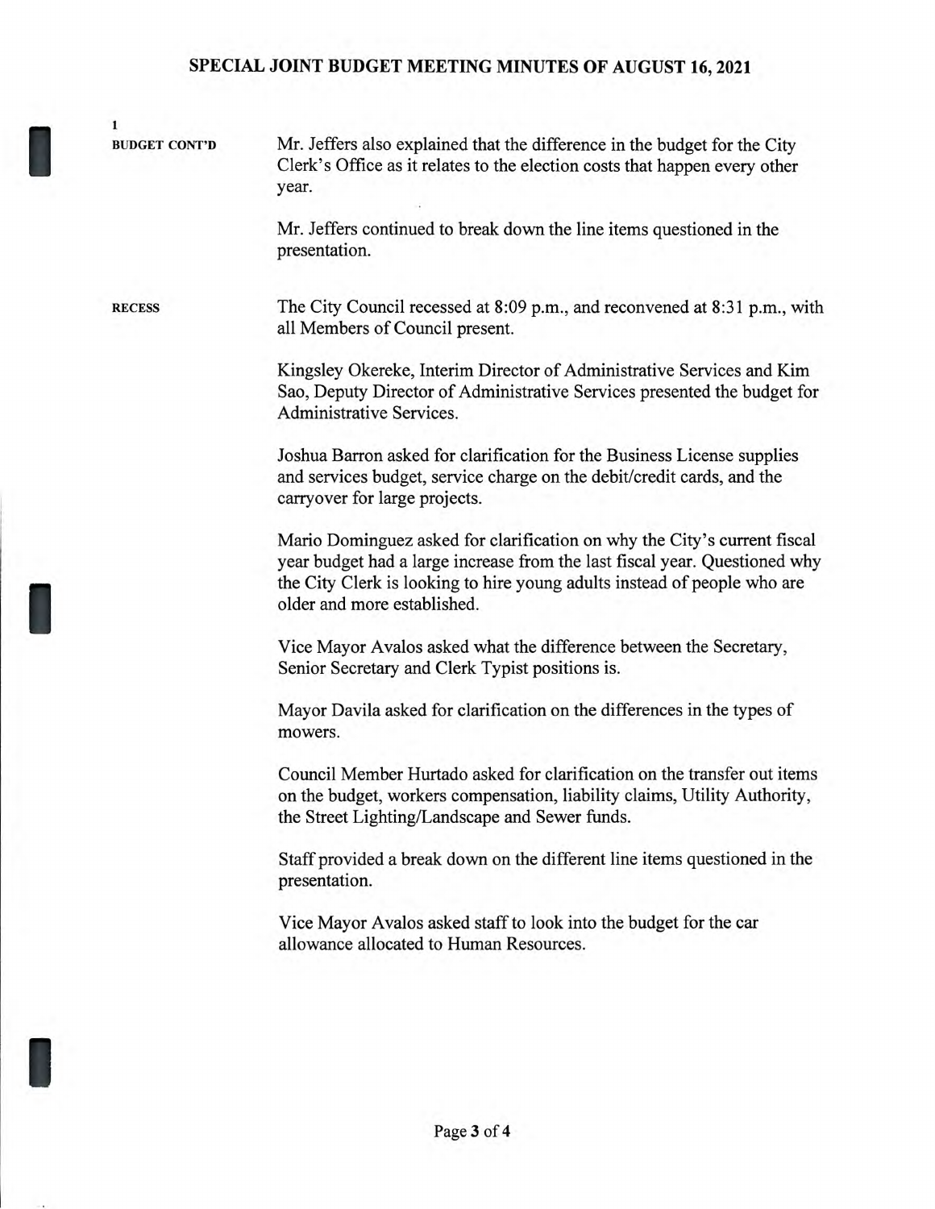**1**

**BUDGET CONT'D**

Mr. Jeffers also explained that the difference in the budget for the City Clerk's Office as it relates to the election costs that happen every other year.

Mr. Jeffers continued to break down the line items questioned in the presentation.

**RECESS**

The City Council recessed at 8:09 p.m., and reconvened at 8:31 p.m., with all Members of Council present.

Kingsley Okereke, Interim Director of Administrative Services and Kim Sao, Deputy Director of Administrative Services presented the budget for Administrative Services.

Joshua Barron asked for clarification for the Business License supplies and services budget, service charge on the debit/credit cards, and the carryover for large projects.

Mario Dominguez asked for clarification on why the City's current fiscal year budget had a large increase from the last fiscal year. Questioned why the City Clerk is looking to hire young adults instead of people who are older and more established.

Vice Mayor Avalos asked what the difference between the Secretary, Senior Secretary and Clerk Typist positions is.

Mayor Davila asked for clarification on the differences in the types of mowers.

Council Member Hurtado asked for clarification on the transfer out items on the budget, workers compensation, liability claims, Utility Authority, the Street Lighting/Landscape and Sewer funds.

Staff provided a break down on the different line items questioned in the presentation.

Vice Mayor Avalos asked staff to look into the budget for the car allowance allocated to Human Resources.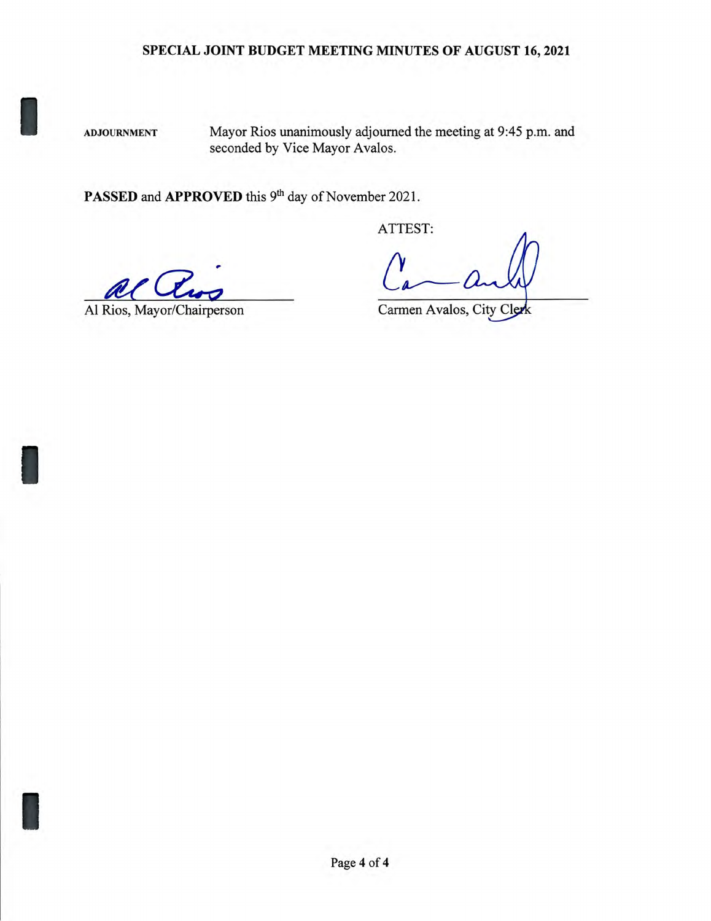**ADJOURNMENT** Mayor Rios unanimously adjourned the meeting at 9:45 p.m. and seconded by Vice Mayor Avalos.

**PASSED** and **APPROVED** this 9th day of November 2021.

ATTEST:

Al Rios, Mayor/Chairperson

Carmen Avalos, City Clerk